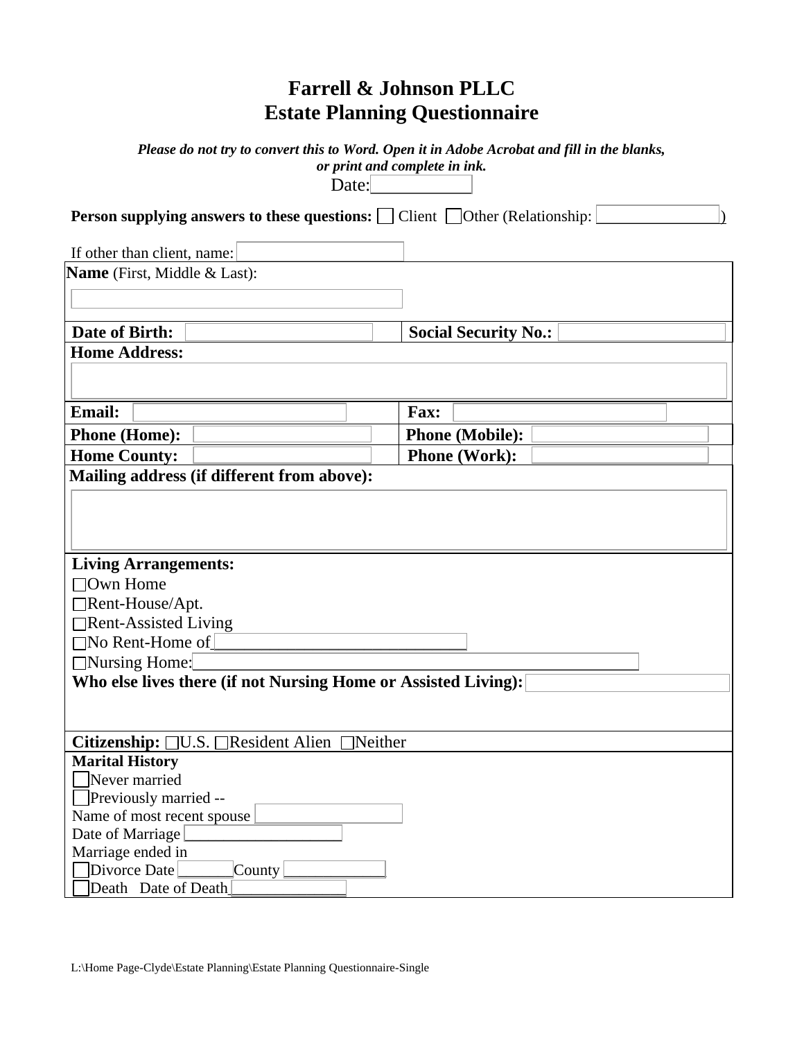# Farrell & Johnson PLLC
# Estate Planning Questionnaire

***Please do not try to convert this to Word. Open it in Adobe Acrobat and fill in the blanks, or print and complete in ink.***

Date: ____________

**Person supplying answers to these questions:** ☐ Client ☐ Other (Relationship: ________________)

If other than client, name: ____________________

**Name** (First, Middle & Last):

______________________________________

| | |
|---|---|
| **Date of Birth:** ____________ | **Social Security No.:** ____________ |

**Home Address:**

______________________________________

| | |
|---|---|
| **Email:** ____________ | **Fax:** ____________ |
| **Phone (Home):** ____________ | **Phone (Mobile):** ____________ |
| **Home County:** ____________ | **Phone (Work):** ____________ |

**Mailing address (if different from above):**

______________________________________

**Living Arrangements:**

☐ Own Home

☐ Rent-House/Apt.

☐ Rent-Assisted Living

☐ No Rent-Home of ______________________________

☐ Nursing Home: ______________________________

**Who else lives there (if not Nursing Home or Assisted Living):** ____________________

**Citizenship:** ☐ U.S. ☐ Resident Alien ☐ Neither

**Marital History**

☐ Never married

☐ Previously married --

Name of most recent spouse ____________________

Date of Marriage ____________________

Marriage ended in

☐ Divorce Date ________ County ______________

☐ Death Date of Death ______________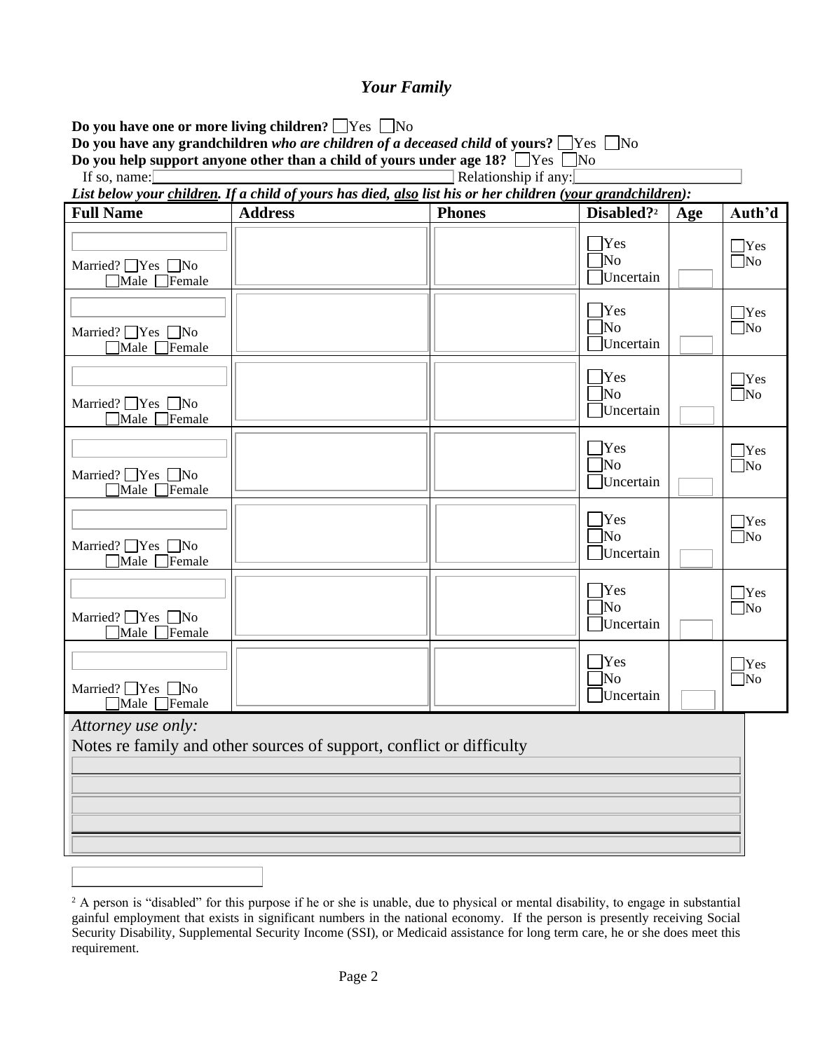## *Your Family*

**Do you have one or more living children?** ☐Yes ☐No

**Do you have any grandchildren** ***who are children of a deceased child*** **of yours?** ☐Yes ☐No

**Do you help support anyone other than a child of yours under age 18?** ☐Yes ☐No

If so, name: \_\_\_\_\_\_\_\_\_\_\_\_\_\_\_\_\_\_\_\_ Relationship if any: \_\_\_\_\_\_\_\_\_\_\_\_\_\_\_\_\_\_\_\_

***List below your children. If a child of yours has died, also list his or her children (your grandchildren):***

| Full Name | Address | Phones | Disabled?[2] | Age | Auth'd |
|---|---|---|---|---|---|
| Married? ☐Yes ☐No<br>☐Male ☐Female | | | ☐Yes<br>☐No<br>☐Uncertain | | ☐Yes<br>☐No |
| Married? ☐Yes ☐No<br>☐Male ☐Female | | | ☐Yes<br>☐No<br>☐Uncertain | | ☐Yes<br>☐No |
| Married? ☐Yes ☐No<br>☐Male ☐Female | | | ☐Yes<br>☐No<br>☐Uncertain | | ☐Yes<br>☐No |
| Married? ☐Yes ☐No<br>☐Male ☐Female | | | ☐Yes<br>☐No<br>☐Uncertain | | ☐Yes<br>☐No |
| Married? ☐Yes ☐No<br>☐Male ☐Female | | | ☐Yes<br>☐No<br>☐Uncertain | | ☐Yes<br>☐No |
| Married? ☐Yes ☐No<br>☐Male ☐Female | | | ☐Yes<br>☐No<br>☐Uncertain | | ☐Yes<br>☐No |
| Married? ☐Yes ☐No<br>☐Male ☐Female | | | ☐Yes<br>☐No<br>☐Uncertain | | ☐Yes<br>☐No |

*Attorney use only:*

Notes re family and other sources of support, conflict or difficulty

\_\_\_\_\_\_\_\_\_\_\_\_\_\_\_\_\_\_\_\_\_\_\_\_\_\_\_\_\_\_\_\_\_\_\_\_\_\_\_\_

\_\_\_\_\_\_\_\_\_\_\_\_\_\_\_\_\_\_\_\_\_\_\_\_\_\_\_\_\_\_\_\_\_\_\_\_\_\_\_\_

\_\_\_\_\_\_\_\_\_\_\_\_\_\_\_\_\_\_\_\_\_\_\_\_\_\_\_\_\_\_\_\_\_\_\_\_\_\_\_\_

\_\_\_\_\_\_\_\_\_\_\_\_\_\_\_\_\_\_\_\_\_\_\_\_\_\_\_\_\_\_\_\_\_\_\_\_\_\_\_\_

\_\_\_\_\_\_\_\_\_\_\_\_\_\_\_\_\_\_\_\_\_\_\_\_\_\_\_\_\_\_\_\_\_\_\_\_\_\_\_\_

---

[2] A person is "disabled" for this purpose if he or she is unable, due to physical or mental disability, to engage in substantial gainful employment that exists in significant numbers in the national economy. If the person is presently receiving Social Security Disability, Supplemental Security Income (SSI), or Medicaid assistance for long term care, he or she does meet this requirement.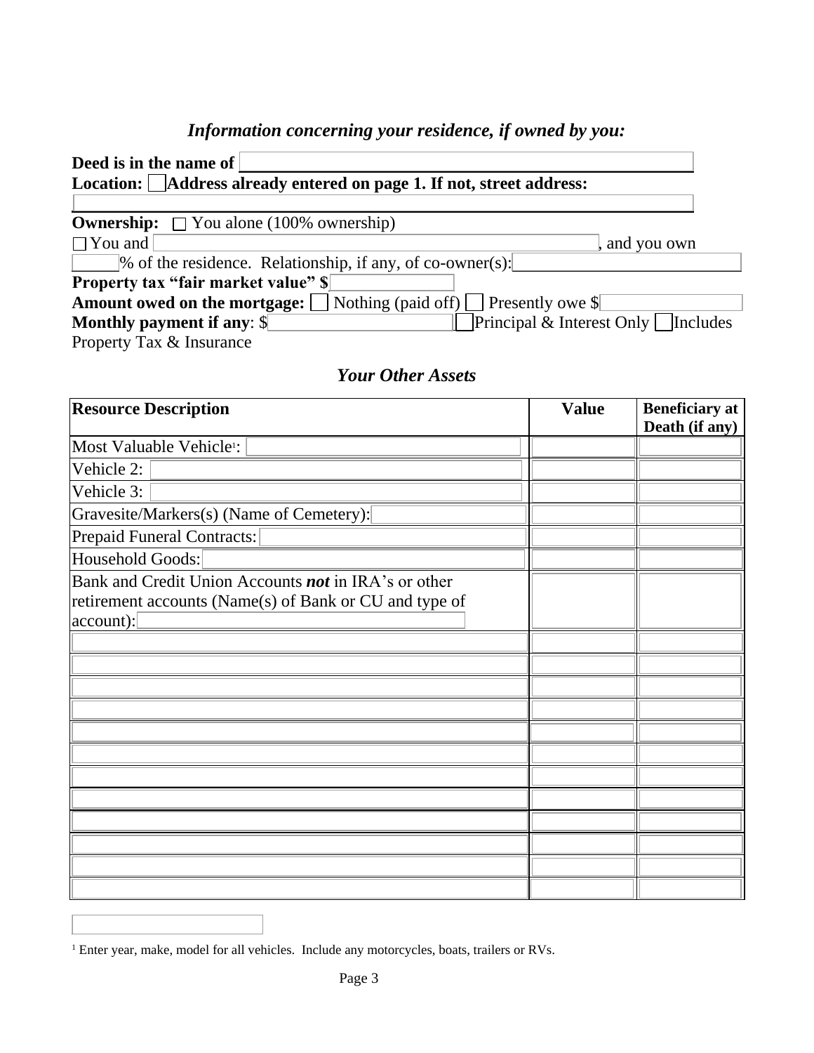### *Information concerning your residence, if owned by you:*

**Deed is in the name of** \_\_\_\_\_\_\_\_\_\_\_\_\_\_\_\_\_\_\_\_\_\_\_\_\_\_\_\_\_\_\_\_\_\_\_\_\_\_\_\_

**Location:** ☐ **Address already entered on page 1. If not, street address:**

\_\_\_\_\_\_\_\_\_\_\_\_\_\_\_\_\_\_\_\_\_\_\_\_\_\_\_\_\_\_\_\_\_\_\_\_\_\_\_\_\_\_\_\_\_\_\_\_\_\_\_\_\_\_\_\_

**Ownership:** ☐ You alone (100% ownership)

☐ You and \_\_\_\_\_\_\_\_\_\_\_\_\_\_\_\_\_\_\_\_\_\_\_\_\_\_\_\_\_\_\_\_\_\_\_\_\_\_, and you own \_\_\_\_\_% of the residence. Relationship, if any, of co-owner(s): \_\_\_\_\_\_\_\_\_\_\_\_\_\_\_\_\_\_\_\_

**Property tax "fair market value" $** \_\_\_\_\_\_\_\_\_\_\_\_\_\_

**Amount owed on the mortgage:** ☐ Nothing (paid off) ☐ Presently owe $ \_\_\_\_\_\_\_\_\_\_\_\_\_\_

**Monthly payment if any**: $ \_\_\_\_\_\_\_\_\_\_\_\_\_\_ ☐ Principal & Interest Only ☐ Includes Property Tax & Insurance

### *Your Other Assets*

| **Resource Description** | **Value** | **Beneficiary at Death (if any)** |
|---|---|---|
| Most Valuable Vehicle[1]: | | |
| Vehicle 2: | | |
| Vehicle 3: | | |
| Gravesite/Markers(s) (Name of Cemetery): | | |
| Prepaid Funeral Contracts: | | |
| Household Goods: | | |
| Bank and Credit Union Accounts ***not*** in IRA's or other retirement accounts (Name(s) of Bank or CU and type of account): | | |
| | | |
| | | |
| | | |
| | | |
| | | |
| | | |
| | | |
| | | |
| | | |
| | | |
| | | |
| | | |

[1] Enter year, make, model for all vehicles. Include any motorcycles, boats, trailers or RVs.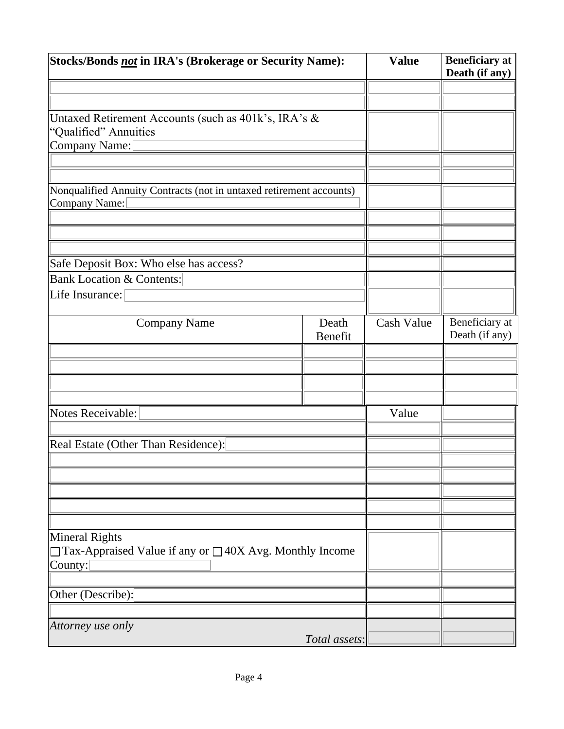| **Stocks/Bonds *not* in IRA's (Brokerage or Security Name):** | **Value** | **Beneficiary at Death (if any)** |
|---|---|---|
| | | |
| | | |
| Untaxed Retirement Accounts (such as 401k's, IRA's & "Qualified" Annuities<br>Company Name: | | |
| | | |
| | | |
| Nonqualified Annuity Contracts (not in untaxed retirement accounts)<br>Company Name: | | |
| | | |
| | | |
| | | |
| Safe Deposit Box: Who else has access? | | |
| Bank Location & Contents: | | |
| Life Insurance: | | |

| Company Name | Death Benefit | Cash Value | Beneficiary at Death (if any) |
|---|---|---|---|
| | | | |
| | | | |
| | | | |
| | | | |

| Notes Receivable: | Value | |
|---|---|---|
| | | |
| Real Estate (Other Than Residence): | | |
| | | |
| | | |
| | | |
| | | |
| | | |
| Mineral Rights<br>☐ Tax-Appraised Value if any or ☐ 40X Avg. Monthly Income<br>County: | | |
| | | |
| Other (Describe): | | |
| | | |
| *Attorney use only*<br>*Total assets*: | | |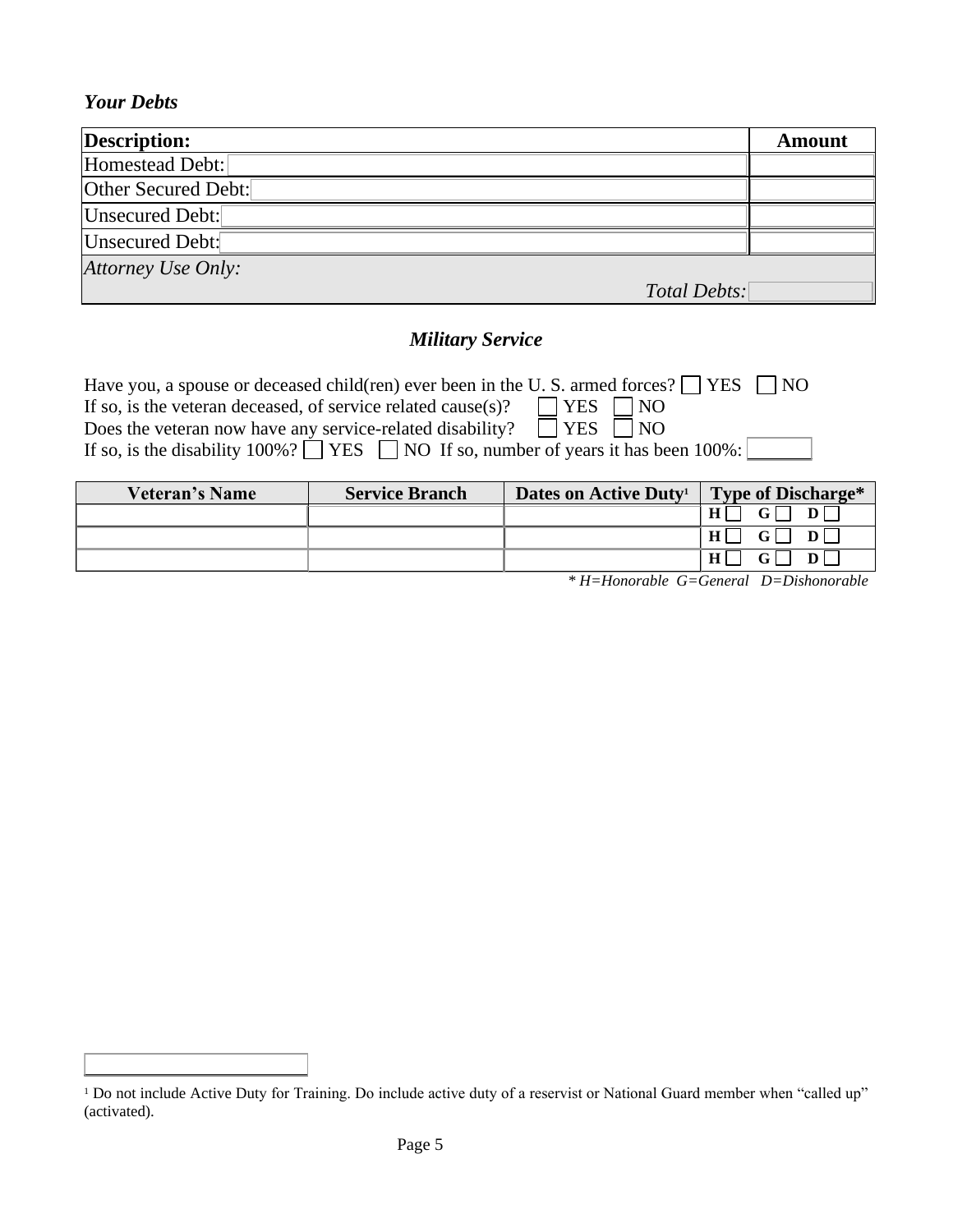### *Your Debts*

| **Description:** | **Amount** |
|---|---|
| Homestead Debt: | |
| Other Secured Debt: | |
| Unsecured Debt: | |
| Unsecured Debt: | |
| *Attorney Use Only:* *Total Debts:* | |

## *Military Service*

Have you, a spouse or deceased child(ren) ever been in the U. S. armed forces? ☐ YES ☐ NO
If so, is the veteran deceased, of service related cause(s)? ☐ YES ☐ NO
Does the veteran now have any service-related disability? ☐ YES ☐ NO
If so, is the disability 100%? ☐ YES ☐ NO If so, number of years it has been 100%: _______

| Veteran's Name | Service Branch | Dates on Active Duty[1] | Type of Discharge* |
|---|---|---|---|
| | | | H ☐ G ☐ D ☐ |
| | | | H ☐ G ☐ D ☐ |
| | | | H ☐ G ☐ D ☐ |

*\* H=Honorable G=General D=Dishonorable*

[1] Do not include Active Duty for Training. Do include active duty of a reservist or National Guard member when "called up" (activated).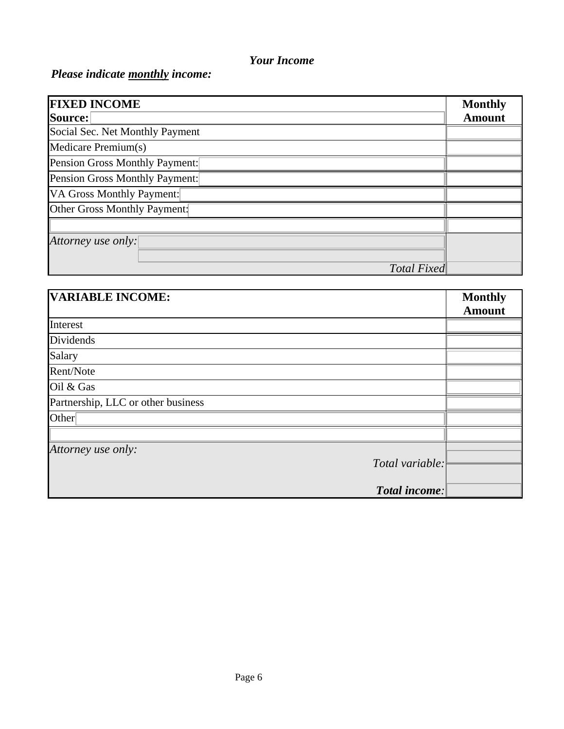***Your Income***

***Please indicate <u>monthly</u> income:***

| **FIXED INCOME**<br>**Source:** | **Monthly Amount** |
|---|---|
| Social Sec. Net Monthly Payment | |
| Medicare Premium(s) | |
| Pension Gross Monthly Payment: | |
| Pension Gross Monthly Payment: | |
| VA Gross Monthly Payment: | |
| Other Gross Monthly Payment: | |
| | |
| *Attorney use only:* | |
| *Total Fixed* | |

| **VARIABLE INCOME:** | **Monthly Amount** |
|---|---|
| Interest | |
| Dividends | |
| Salary | |
| Rent/Note | |
| Oil & Gas | |
| Partnership, LLC or other business | |
| Other | |
| | |
| *Attorney use only:* | |
| *Total variable:* | |
| ***Total income:*** | |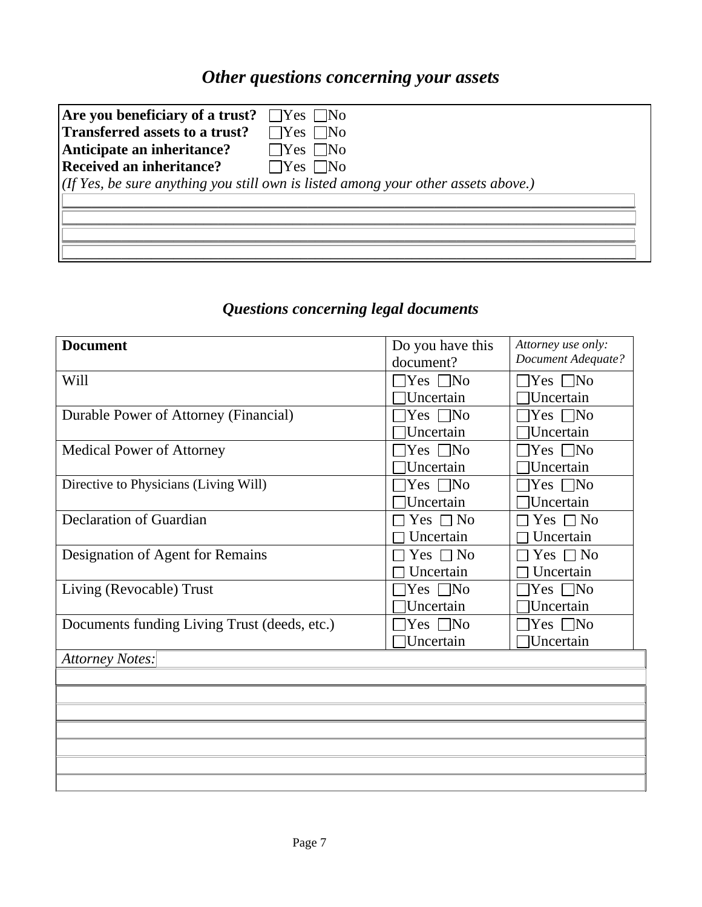## *Other questions concerning your assets*

**Are you beneficiary of a trust?** ☐Yes ☐No
**Transferred assets to a trust?** ☐Yes ☐No
**Anticipate an inheritance?** ☐Yes ☐No
**Received an inheritance?** ☐Yes ☐No
*(If Yes, be sure anything you still own is listed among your other assets above.)*

## *Questions concerning legal documents*

| **Document** | Do you have this document? | *Attorney use only: Document Adequate?* |
|---|---|---|
| Will | ☐Yes ☐No ☐Uncertain | ☐Yes ☐No ☐Uncertain |
| Durable Power of Attorney (Financial) | ☐Yes ☐No ☐Uncertain | ☐Yes ☐No ☐Uncertain |
| Medical Power of Attorney | ☐Yes ☐No ☐Uncertain | ☐Yes ☐No ☐Uncertain |
| Directive to Physicians (Living Will) | ☐Yes ☐No ☐Uncertain | ☐Yes ☐No ☐Uncertain |
| Declaration of Guardian | ☐ Yes ☐ No ☐ Uncertain | ☐ Yes ☐ No ☐ Uncertain |
| Designation of Agent for Remains | ☐ Yes ☐ No ☐ Uncertain | ☐ Yes ☐ No ☐ Uncertain |
| Living (Revocable) Trust | ☐Yes ☐No ☐Uncertain | ☐Yes ☐No ☐Uncertain |
| Documents funding Living Trust (deeds, etc.) | ☐Yes ☐No ☐Uncertain | ☐Yes ☐No ☐Uncertain |

*Attorney Notes:*